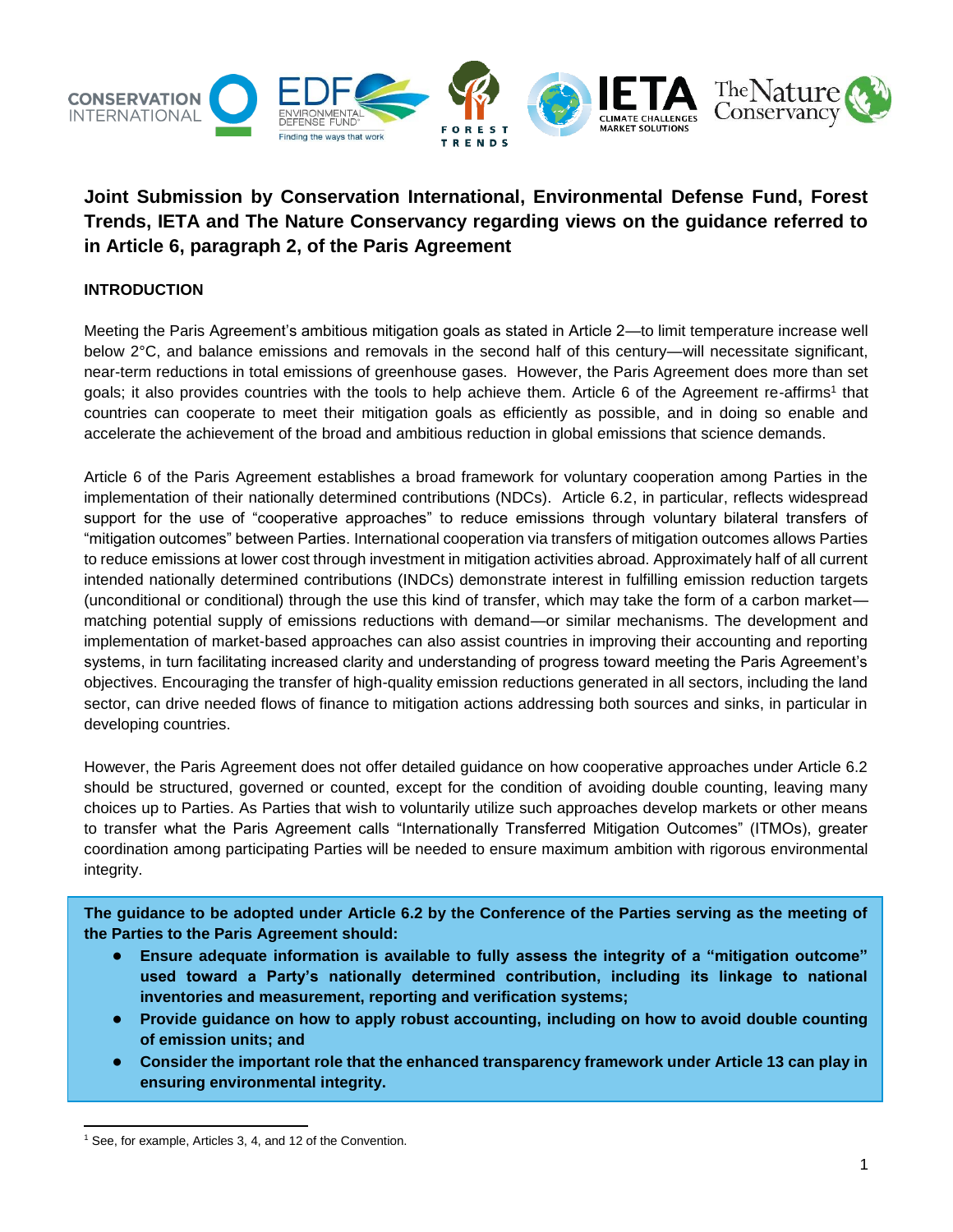# Joint Submission by Conservation International, Environmental Defense Fund, Forest Trends, IETA and The Nature Conservancy regarding views on the guidance referred to in Article 6, paragraph 2, of the Paris Agreement

## INTRODUCTION

Meeting the Paris Agreement's ambitious mitigation goals as stated in Article 2—to limit temperature increase well below 2°C, and balance emissions and removals in the second half of this century—will necessitate significant, near-term reductions in total emissions of greenhouse gases. However, the Paris Agreement does more than set goals; it also provides countries with the tools to help achieve them. Article 6 of the Agreement re-affirms[1] that countries can cooperate to meet their mitigation goals as efficiently as possible, and in doing so enable and accelerate the achievement of the broad and ambitious reduction in global emissions that science demands.

Article 6 of the Paris Agreement establishes a broad framework for voluntary cooperation among Parties in the implementation of their nationally determined contributions (NDCs). Article 6.2, in particular, reflects widespread support for the use of "cooperative approaches" to reduce emissions through voluntary bilateral transfers of "mitigation outcomes" between Parties. International cooperation via transfers of mitigation outcomes allows Parties to reduce emissions at lower cost through investment in mitigation activities abroad. Approximately half of all current intended nationally determined contributions (INDCs) demonstrate interest in fulfilling emission reduction targets (unconditional or conditional) through the use this kind of transfer, which may take the form of a carbon market—matching potential supply of emissions reductions with demand—or similar mechanisms. The development and implementation of market-based approaches can also assist countries in improving their accounting and reporting systems, in turn facilitating increased clarity and understanding of progress toward meeting the Paris Agreement's objectives. Encouraging the transfer of high-quality emission reductions generated in all sectors, including the land sector, can drive needed flows of finance to mitigation actions addressing both sources and sinks, in particular in developing countries.

However, the Paris Agreement does not offer detailed guidance on how cooperative approaches under Article 6.2 should be structured, governed or counted, except for the condition of avoiding double counting, leaving many choices up to Parties. As Parties that wish to voluntarily utilize such approaches develop markets or other means to transfer what the Paris Agreement calls "Internationally Transferred Mitigation Outcomes" (ITMOs), greater coordination among participating Parties will be needed to ensure maximum ambition with rigorous environmental integrity.

**The guidance to be adopted under Article 6.2 by the Conference of the Parties serving as the meeting of the Parties to the Paris Agreement should:**

- **Ensure adequate information is available to fully assess the integrity of a "mitigation outcome" used toward a Party's nationally determined contribution, including its linkage to national inventories and measurement, reporting and verification systems;**
- **Provide guidance on how to apply robust accounting, including on how to avoid double counting of emission units; and**
- **Consider the important role that the enhanced transparency framework under Article 13 can play in ensuring environmental integrity.**

---

[1] See, for example, Articles 3, 4, and 12 of the Convention.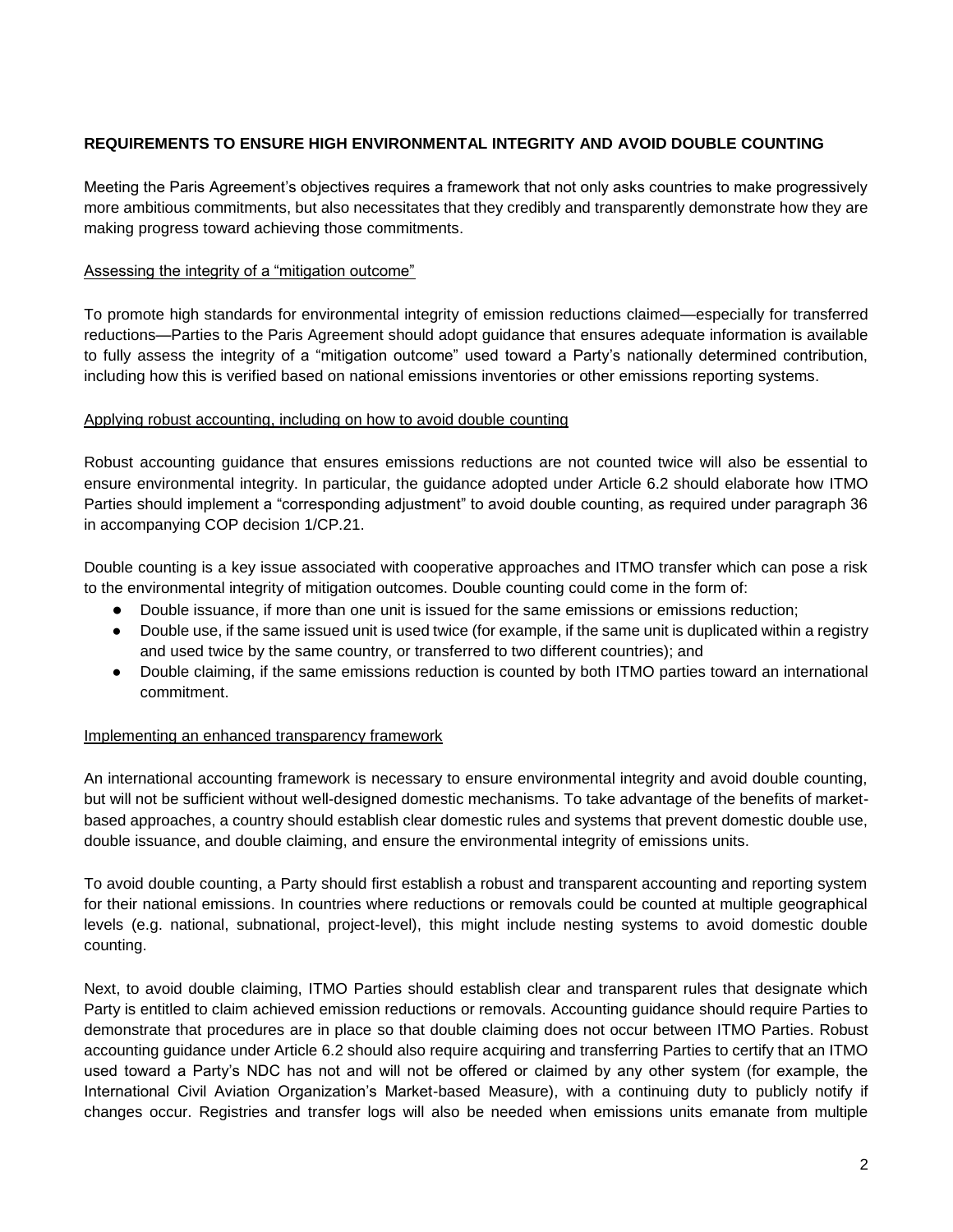## REQUIREMENTS TO ENSURE HIGH ENVIRONMENTAL INTEGRITY AND AVOID DOUBLE COUNTING

Meeting the Paris Agreement's objectives requires a framework that not only asks countries to make progressively more ambitious commitments, but also necessitates that they credibly and transparently demonstrate how they are making progress toward achieving those commitments.

### Assessing the integrity of a "mitigation outcome"

To promote high standards for environmental integrity of emission reductions claimed—especially for transferred reductions—Parties to the Paris Agreement should adopt guidance that ensures adequate information is available to fully assess the integrity of a "mitigation outcome" used toward a Party's nationally determined contribution, including how this is verified based on national emissions inventories or other emissions reporting systems.

### Applying robust accounting, including on how to avoid double counting

Robust accounting guidance that ensures emissions reductions are not counted twice will also be essential to ensure environmental integrity. In particular, the guidance adopted under Article 6.2 should elaborate how ITMO Parties should implement a "corresponding adjustment" to avoid double counting, as required under paragraph 36 in accompanying COP decision 1/CP.21.

Double counting is a key issue associated with cooperative approaches and ITMO transfer which can pose a risk to the environmental integrity of mitigation outcomes. Double counting could come in the form of:

- Double issuance, if more than one unit is issued for the same emissions or emissions reduction;
- Double use, if the same issued unit is used twice (for example, if the same unit is duplicated within a registry and used twice by the same country, or transferred to two different countries); and
- Double claiming, if the same emissions reduction is counted by both ITMO parties toward an international commitment.

### Implementing an enhanced transparency framework

An international accounting framework is necessary to ensure environmental integrity and avoid double counting, but will not be sufficient without well-designed domestic mechanisms. To take advantage of the benefits of market-based approaches, a country should establish clear domestic rules and systems that prevent domestic double use, double issuance, and double claiming, and ensure the environmental integrity of emissions units.

To avoid double counting, a Party should first establish a robust and transparent accounting and reporting system for their national emissions. In countries where reductions or removals could be counted at multiple geographical levels (e.g. national, subnational, project-level), this might include nesting systems to avoid domestic double counting.

Next, to avoid double claiming, ITMO Parties should establish clear and transparent rules that designate which Party is entitled to claim achieved emission reductions or removals. Accounting guidance should require Parties to demonstrate that procedures are in place so that double claiming does not occur between ITMO Parties. Robust accounting guidance under Article 6.2 should also require acquiring and transferring Parties to certify that an ITMO used toward a Party's NDC has not and will not be offered or claimed by any other system (for example, the International Civil Aviation Organization's Market-based Measure), with a continuing duty to publicly notify if changes occur. Registries and transfer logs will also be needed when emissions units emanate from multiple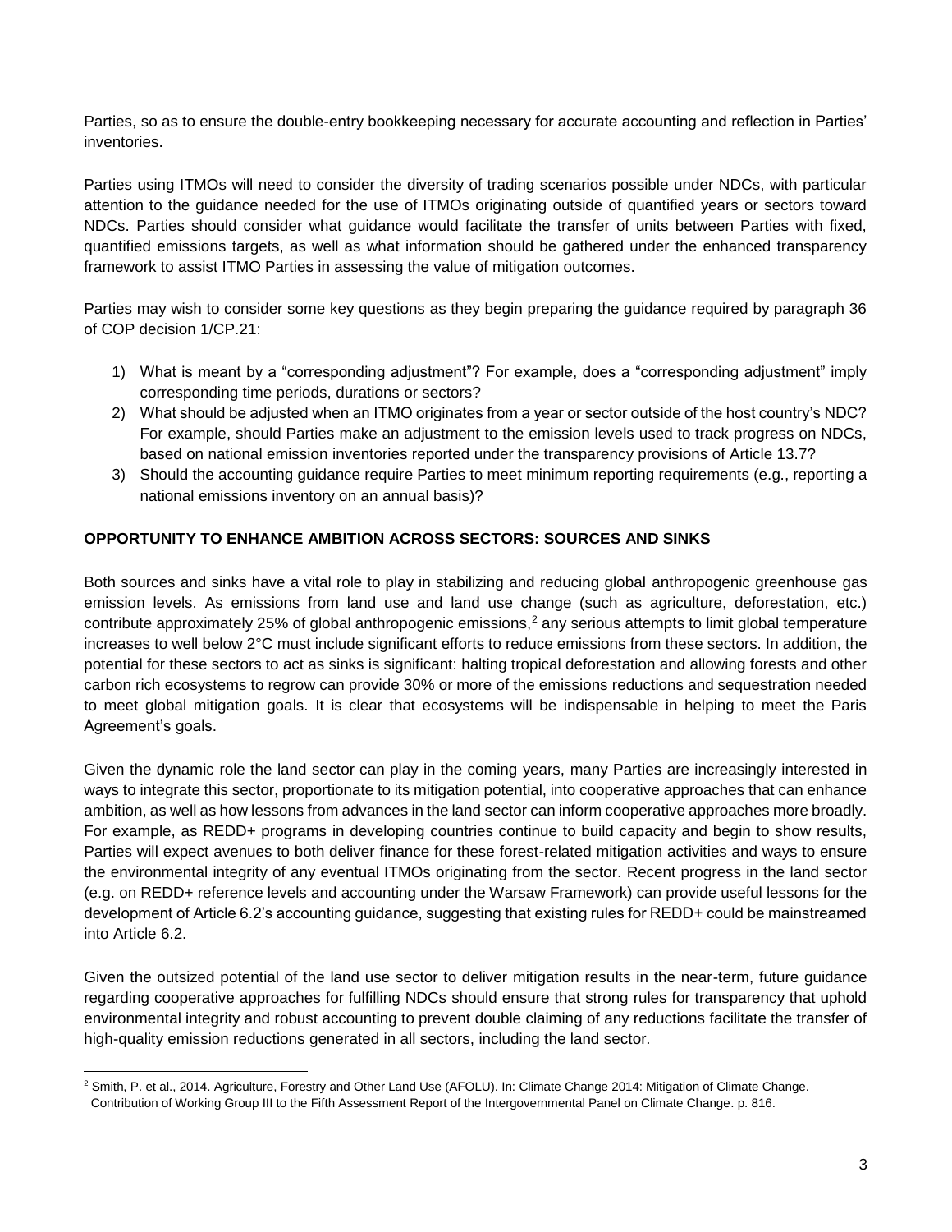Parties, so as to ensure the double-entry bookkeeping necessary for accurate accounting and reflection in Parties' inventories.

Parties using ITMOs will need to consider the diversity of trading scenarios possible under NDCs, with particular attention to the guidance needed for the use of ITMOs originating outside of quantified years or sectors toward NDCs. Parties should consider what guidance would facilitate the transfer of units between Parties with fixed, quantified emissions targets, as well as what information should be gathered under the enhanced transparency framework to assist ITMO Parties in assessing the value of mitigation outcomes.

Parties may wish to consider some key questions as they begin preparing the guidance required by paragraph 36 of COP decision 1/CP.21:

1) What is meant by a "corresponding adjustment"? For example, does a "corresponding adjustment" imply corresponding time periods, durations or sectors?
2) What should be adjusted when an ITMO originates from a year or sector outside of the host country's NDC? For example, should Parties make an adjustment to the emission levels used to track progress on NDCs, based on national emission inventories reported under the transparency provisions of Article 13.7?
3) Should the accounting guidance require Parties to meet minimum reporting requirements (e.g., reporting a national emissions inventory on an annual basis)?

## OPPORTUNITY TO ENHANCE AMBITION ACROSS SECTORS: SOURCES AND SINKS

Both sources and sinks have a vital role to play in stabilizing and reducing global anthropogenic greenhouse gas emission levels. As emissions from land use and land use change (such as agriculture, deforestation, etc.) contribute approximately 25% of global anthropogenic emissions,[2] any serious attempts to limit global temperature increases to well below 2°C must include significant efforts to reduce emissions from these sectors. In addition, the potential for these sectors to act as sinks is significant: halting tropical deforestation and allowing forests and other carbon rich ecosystems to regrow can provide 30% or more of the emissions reductions and sequestration needed to meet global mitigation goals. It is clear that ecosystems will be indispensable in helping to meet the Paris Agreement's goals.

Given the dynamic role the land sector can play in the coming years, many Parties are increasingly interested in ways to integrate this sector, proportionate to its mitigation potential, into cooperative approaches that can enhance ambition, as well as how lessons from advances in the land sector can inform cooperative approaches more broadly. For example, as REDD+ programs in developing countries continue to build capacity and begin to show results, Parties will expect avenues to both deliver finance for these forest-related mitigation activities and ways to ensure the environmental integrity of any eventual ITMOs originating from the sector. Recent progress in the land sector (e.g. on REDD+ reference levels and accounting under the Warsaw Framework) can provide useful lessons for the development of Article 6.2's accounting guidance, suggesting that existing rules for REDD+ could be mainstreamed into Article 6.2.

Given the outsized potential of the land use sector to deliver mitigation results in the near-term, future guidance regarding cooperative approaches for fulfilling NDCs should ensure that strong rules for transparency that uphold environmental integrity and robust accounting to prevent double claiming of any reductions facilitate the transfer of high-quality emission reductions generated in all sectors, including the land sector.

---

[2] Smith, P. et al., 2014. Agriculture, Forestry and Other Land Use (AFOLU). In: Climate Change 2014: Mitigation of Climate Change. Contribution of Working Group III to the Fifth Assessment Report of the Intergovernmental Panel on Climate Change. p. 816.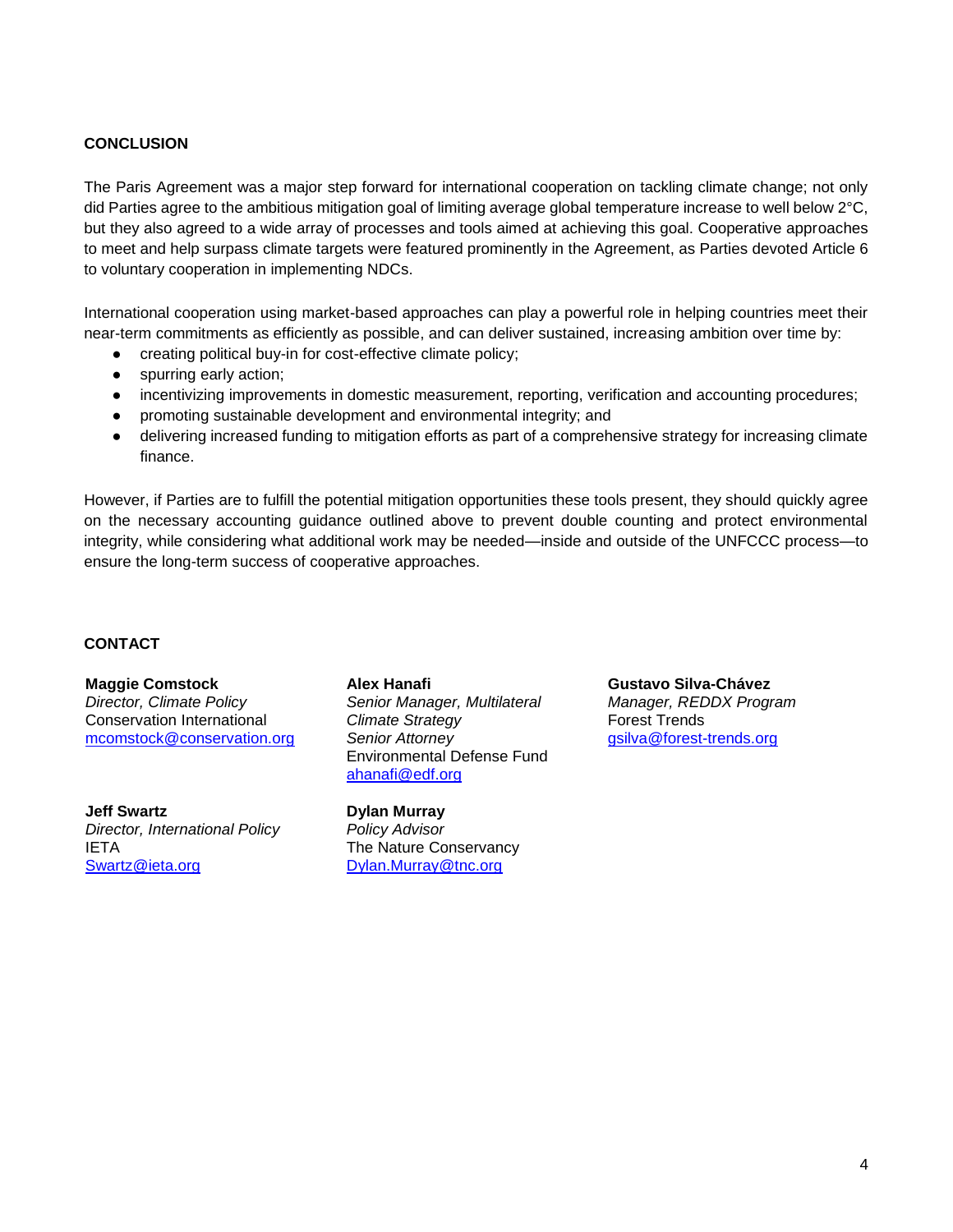## CONCLUSION

The Paris Agreement was a major step forward for international cooperation on tackling climate change; not only did Parties agree to the ambitious mitigation goal of limiting average global temperature increase to well below 2°C, but they also agreed to a wide array of processes and tools aimed at achieving this goal. Cooperative approaches to meet and help surpass climate targets were featured prominently in the Agreement, as Parties devoted Article 6 to voluntary cooperation in implementing NDCs.

International cooperation using market-based approaches can play a powerful role in helping countries meet their near-term commitments as efficiently as possible, and can deliver sustained, increasing ambition over time by:

- creating political buy-in for cost-effective climate policy;
- spurring early action;
- incentivizing improvements in domestic measurement, reporting, verification and accounting procedures;
- promoting sustainable development and environmental integrity; and
- delivering increased funding to mitigation efforts as part of a comprehensive strategy for increasing climate finance.

However, if Parties are to fulfill the potential mitigation opportunities these tools present, they should quickly agree on the necessary accounting guidance outlined above to prevent double counting and protect environmental integrity, while considering what additional work may be needed—inside and outside of the UNFCCC process—to ensure the long-term success of cooperative approaches.

## CONTACT

**Maggie Comstock**
*Director, Climate Policy*
Conservation International
mcomstock@conservation.org

**Alex Hanafi**
*Senior Manager, Multilateral Climate Strategy*
*Senior Attorney*
Environmental Defense Fund
ahanafi@edf.org

**Gustavo Silva-Chávez**
*Manager, REDDX Program*
Forest Trends
gsilva@forest-trends.org

**Jeff Swartz**
*Director, International Policy*
IETA
Swartz@ieta.org

**Dylan Murray**
*Policy Advisor*
The Nature Conservancy
Dylan.Murray@tnc.org